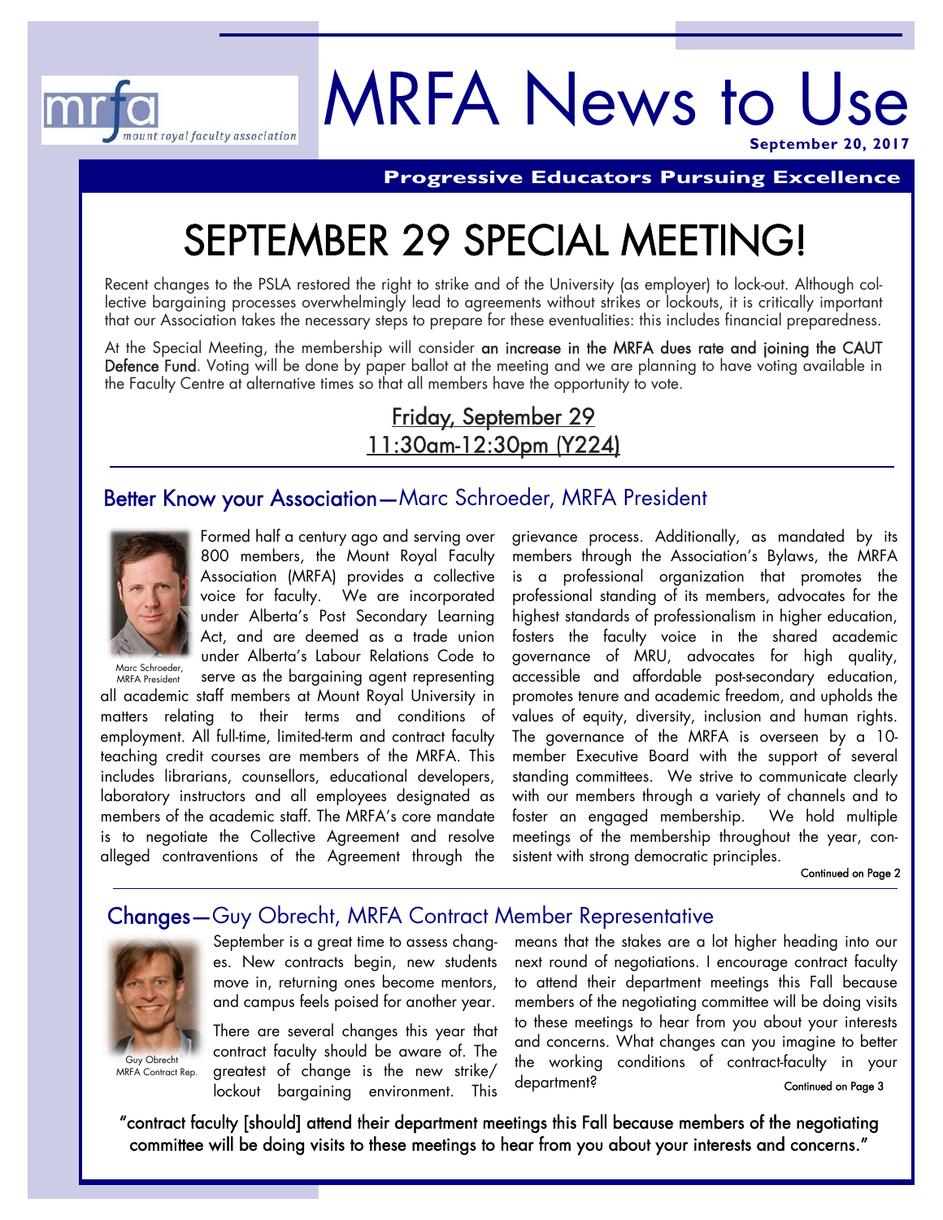mrfa mount royal faculty association

# MRFA News to Use

**September 20, 2017**

**Progressive Educators Pursuing Excellence**

# SEPTEMBER 29 SPECIAL MEETING!

Recent changes to the PSLA restored the right to strike and of the University (as employer) to lock-out. Although collective bargaining processes overwhelmingly lead to agreements without strikes or lockouts, it is critically important that our Association takes the necessary steps to prepare for these eventualities: this includes financial preparedness.

At the Special Meeting, the membership will consider an increase in the MRFA dues rate and joining the CAUT Defence Fund. Voting will be done by paper ballot at the meeting and we are planning to have voting available in the Faculty Centre at alternative times so that all members have the opportunity to vote.

**Friday, September 29**
**11:30am-12:30pm (Y224)**

## Better Know your Association—Marc Schroeder, MRFA President

Marc Schroeder, MRFA President

Formed half a century ago and serving over 800 members, the Mount Royal Faculty Association (MRFA) provides a collective voice for faculty. We are incorporated under Alberta's Post Secondary Learning Act, and are deemed as a trade union under Alberta's Labour Relations Code to serve as the bargaining agent representing all academic staff members at Mount Royal University in matters relating to their terms and conditions of employment. All full-time, limited-term and contract faculty teaching credit courses are members of the MRFA. This includes librarians, counsellors, educational developers, laboratory instructors and all employees designated as members of the academic staff. The MRFA's core mandate is to negotiate the Collective Agreement and resolve alleged contraventions of the Agreement through the grievance process. Additionally, as mandated by its members through the Association's Bylaws, the MRFA is a professional organization that promotes the professional standing of its members, advocates for the highest standards of professionalism in higher education, fosters the faculty voice in the shared academic governance of MRU, advocates for high quality, accessible and affordable post-secondary education, promotes tenure and academic freedom, and upholds the values of equity, diversity, inclusion and human rights. The governance of the MRFA is overseen by a 10-member Executive Board with the support of several standing committees. We strive to communicate clearly with our members through a variety of channels and to foster an engaged membership. We hold multiple meetings of the membership throughout the year, consistent with strong democratic principles.

Continued on Page 2

## Changes—Guy Obrecht, MRFA Contract Member Representative

Guy Obrecht MRFA Contract Rep.

September is a great time to assess changes. New contracts begin, new students move in, returning ones become mentors, and campus feels poised for another year.

There are several changes this year that contract faculty should be aware of. The greatest of change is the new strike/lockout bargaining environment. This means that the stakes are a lot higher heading into our next round of negotiations. I encourage contract faculty to attend their department meetings this Fall because members of the negotiating committee will be doing visits to these meetings to hear from you about your interests and concerns. What changes can you imagine to better the working conditions of contract-faculty in your department?

Continued on Page 3

"contract faculty [should] attend their department meetings this Fall because members of the negotiating committee will be doing visits to these meetings to hear from you about your interests and concerns."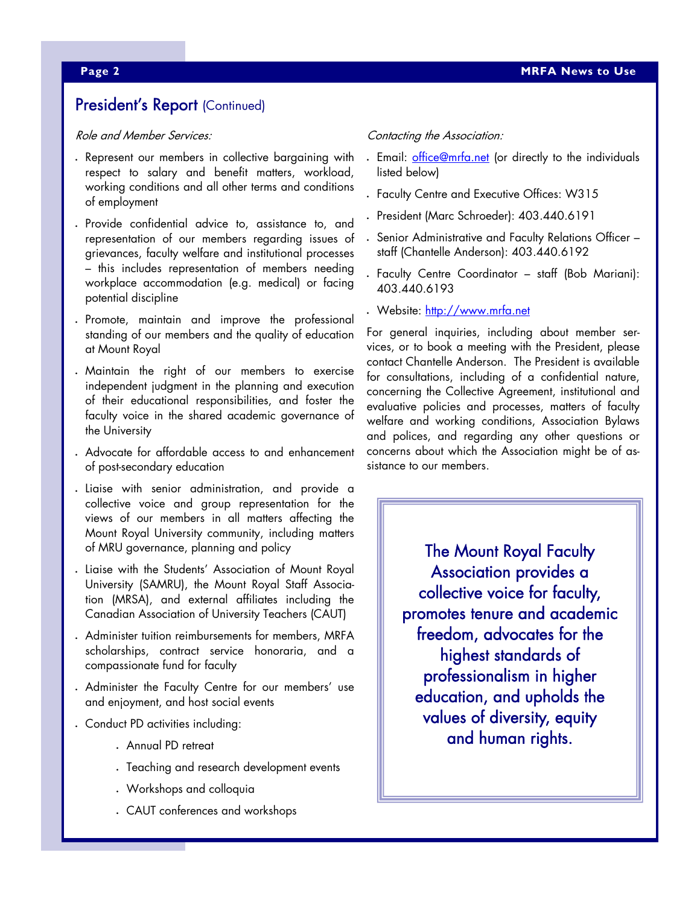## President's Report (Continued)

*Role and Member Services:*

- Represent our members in collective bargaining with respect to salary and benefit matters, workload, working conditions and all other terms and conditions of employment
- Provide confidential advice to, assistance to, and representation of our members regarding issues of grievances, faculty welfare and institutional processes – this includes representation of members needing workplace accommodation (e.g. medical) or facing potential discipline
- Promote, maintain and improve the professional standing of our members and the quality of education at Mount Royal
- Maintain the right of our members to exercise independent judgment in the planning and execution of their educational responsibilities, and foster the faculty voice in the shared academic governance of the University
- Advocate for affordable access to and enhancement of post-secondary education
- Liaise with senior administration, and provide a collective voice and group representation for the views of our members in all matters affecting the Mount Royal University community, including matters of MRU governance, planning and policy
- Liaise with the Students' Association of Mount Royal University (SAMRU), the Mount Royal Staff Association (MRSA), and external affiliates including the Canadian Association of University Teachers (CAUT)
- Administer tuition reimbursements for members, MRFA scholarships, contract service honoraria, and a compassionate fund for faculty
- Administer the Faculty Centre for our members' use and enjoyment, and host social events
- Conduct PD activities including:
    - Annual PD retreat
    - Teaching and research development events
    - Workshops and colloquia
    - CAUT conferences and workshops

*Contacting the Association:*

- Email: office@mrfa.net (or directly to the individuals listed below)
- Faculty Centre and Executive Offices: W315
- President (Marc Schroeder): 403.440.6191
- Senior Administrative and Faculty Relations Officer – staff (Chantelle Anderson): 403.440.6192
- Faculty Centre Coordinator – staff (Bob Mariani): 403.440.6193
- Website: http://www.mrfa.net

For general inquiries, including about member services, or to book a meeting with the President, please contact Chantelle Anderson. The President is available for consultations, including of a confidential nature, concerning the Collective Agreement, institutional and evaluative policies and processes, matters of faculty welfare and working conditions, Association Bylaws and polices, and regarding any other questions or concerns about which the Association might be of assistance to our members.

> The Mount Royal Faculty Association provides a collective voice for faculty, promotes tenure and academic freedom, advocates for the highest standards of professionalism in higher education, and upholds the values of diversity, equity and human rights.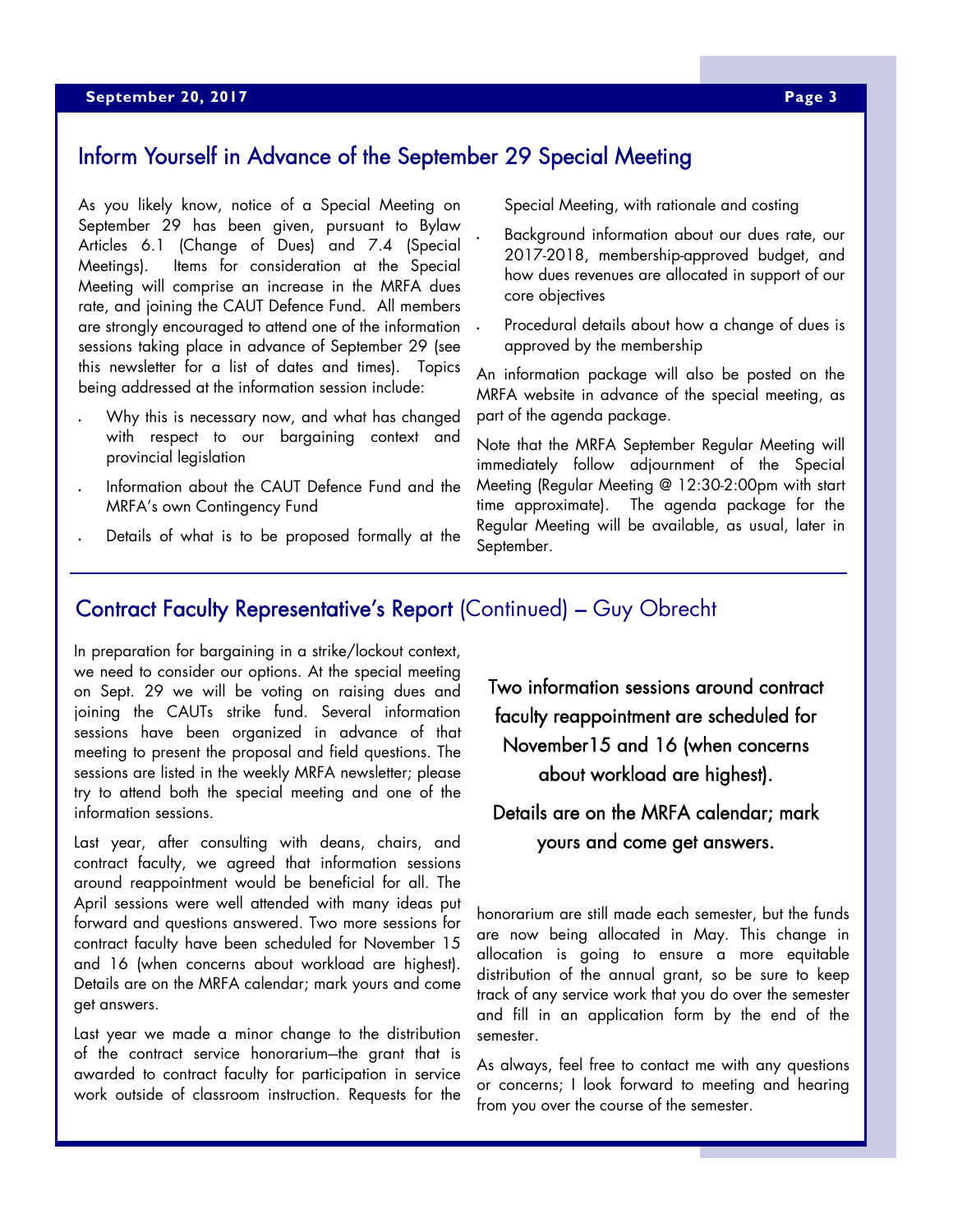## Inform Yourself in Advance of the September 29 Special Meeting

As you likely know, notice of a Special Meeting on September 29 has been given, pursuant to Bylaw Articles 6.1 (Change of Dues) and 7.4 (Special Meetings). Items for consideration at the Special Meeting will comprise an increase in the MRFA dues rate, and joining the CAUT Defence Fund. All members are strongly encouraged to attend one of the information sessions taking place in advance of September 29 (see this newsletter for a list of dates and times). Topics being addressed at the information session include:

- Why this is necessary now, and what has changed with respect to our bargaining context and provincial legislation
- Information about the CAUT Defence Fund and the MRFA's own Contingency Fund
- Details of what is to be proposed formally at the Special Meeting, with rationale and costing
- Background information about our dues rate, our 2017-2018, membership-approved budget, and how dues revenues are allocated in support of our core objectives
- Procedural details about how a change of dues is approved by the membership

An information package will also be posted on the MRFA website in advance of the special meeting, as part of the agenda package.

Note that the MRFA September Regular Meeting will immediately follow adjournment of the Special Meeting (Regular Meeting @ 12:30-2:00pm with start time approximate). The agenda package for the Regular Meeting will be available, as usual, later in September.

## Contract Faculty Representative's Report (Continued) — Guy Obrecht

In preparation for bargaining in a strike/lockout context, we need to consider our options. At the special meeting on Sept. 29 we will be voting on raising dues and joining the CAUTs strike fund. Several information sessions have been organized in advance of that meeting to present the proposal and field questions. The sessions are listed in the weekly MRFA newsletter; please try to attend both the special meeting and one of the information sessions.

Last year, after consulting with deans, chairs, and contract faculty, we agreed that information sessions around reappointment would be beneficial for all. The April sessions were well attended with many ideas put forward and questions answered. Two more sessions for contract faculty have been scheduled for November 15 and 16 (when concerns about workload are highest). Details are on the MRFA calendar; mark yours and come get answers.

Last year we made a minor change to the distribution of the contract service honorarium—the grant that is awarded to contract faculty for participation in service work outside of classroom instruction. Requests for the honorarium are still made each semester, but the funds are now being allocated in May. This change in allocation is going to ensure a more equitable distribution of the annual grant, so be sure to keep track of any service work that you do over the semester and fill in an application form by the end of the semester.

As always, feel free to contact me with any questions or concerns; I look forward to meeting and hearing from you over the course of the semester.

**Two information sessions around contract faculty reappointment are scheduled for November15 and 16 (when concerns about workload are highest).**

**Details are on the MRFA calendar; mark yours and come get answers.**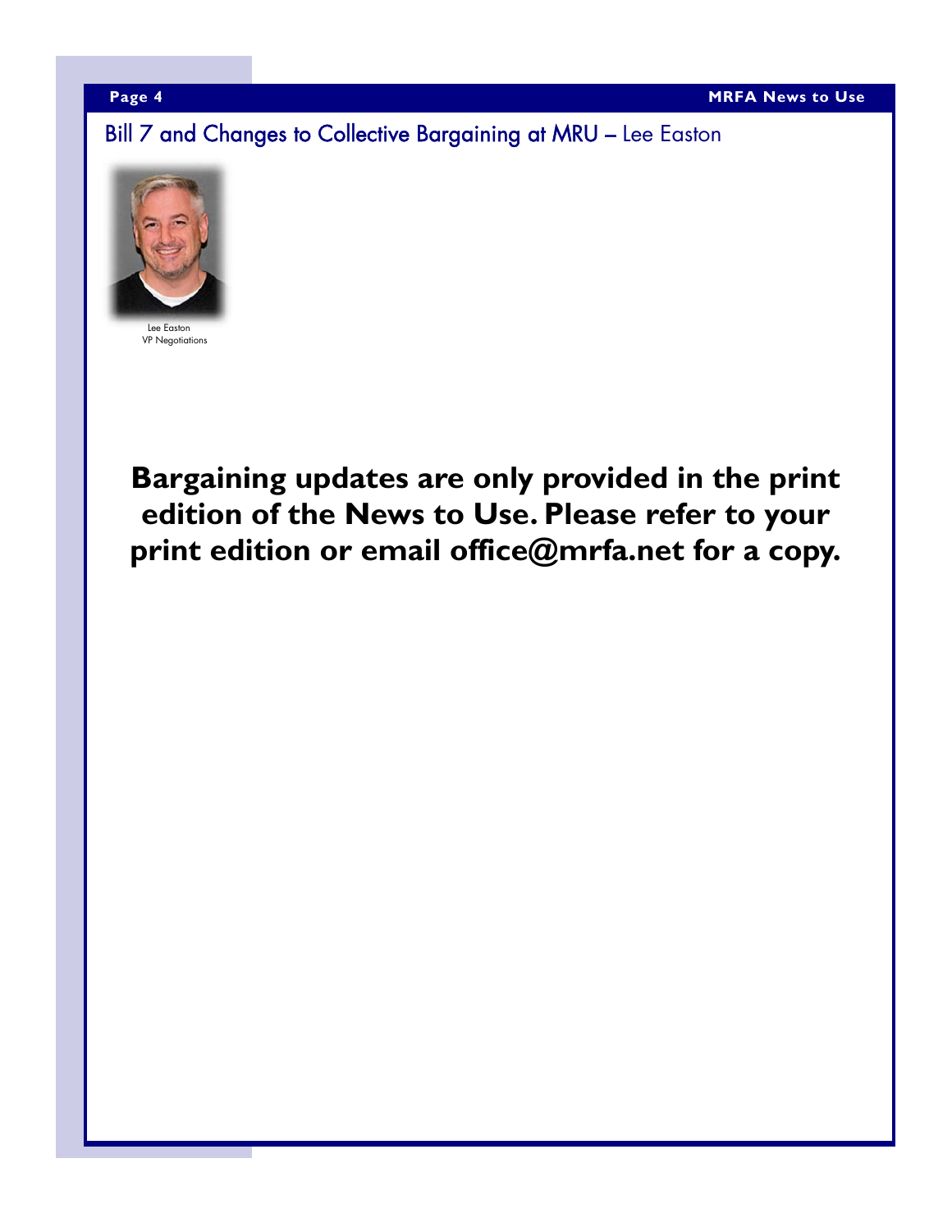## Bill 7 and Changes to Collective Bargaining at MRU – Lee Easton

Lee Easton
VP Negotiations

**Bargaining updates are only provided in the print edition of the News to Use. Please refer to your print edition or email office@mrfa.net for a copy.**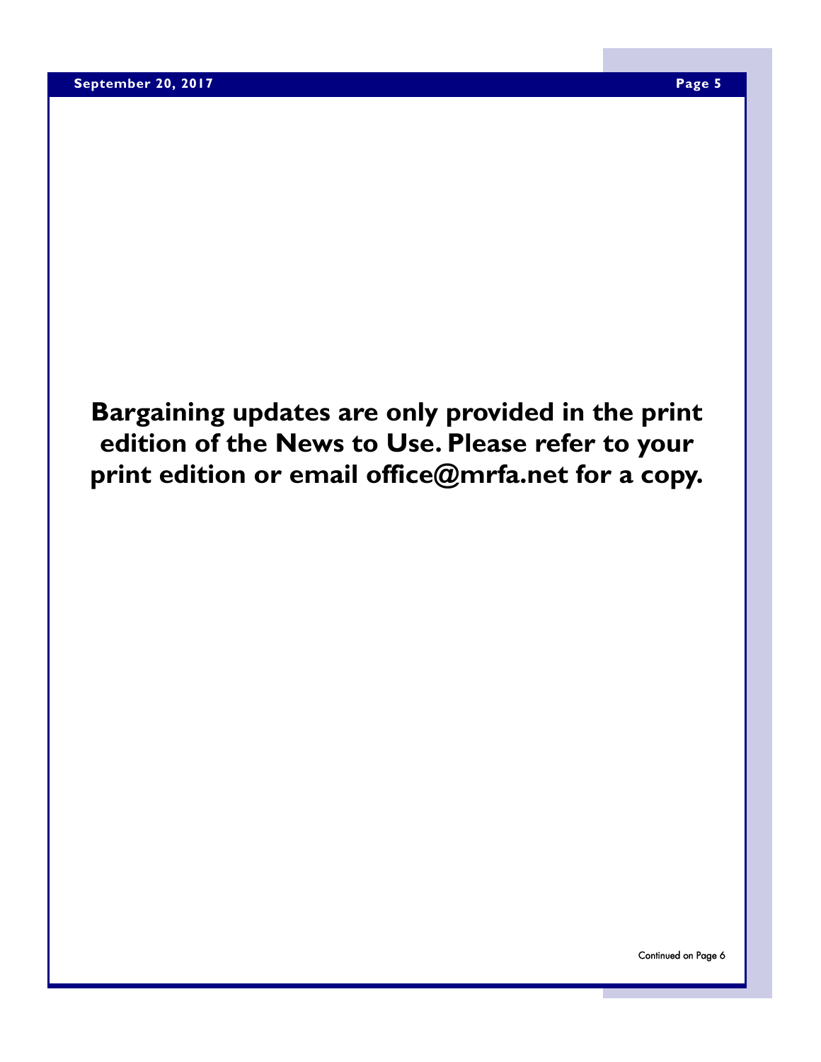**Bargaining updates are only provided in the print edition of the News to Use. Please refer to your print edition or email office@mrfa.net for a copy.**

Continued on Page 6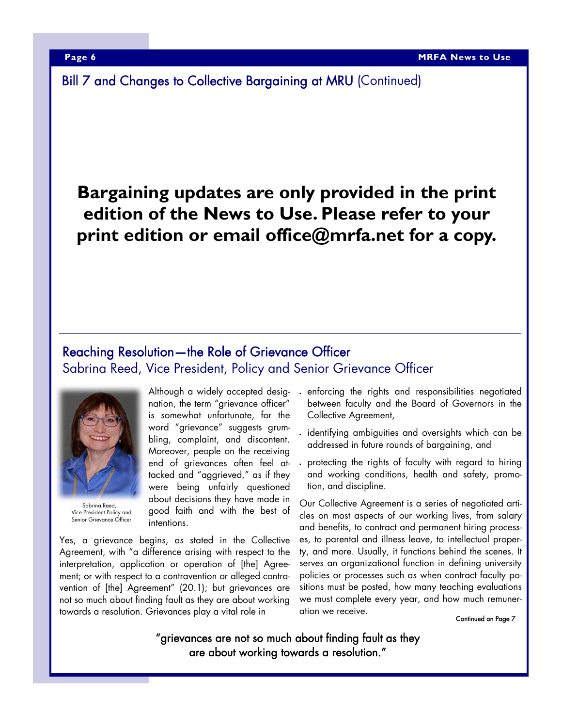## Bill 7 and Changes to Collective Bargaining at MRU (Continued)

**Bargaining updates are only provided in the print edition of the News to Use. Please refer to your print edition or email office@mrfa.net for a copy.**

## Reaching Resolution—the Role of Grievance Officer

### Sabrina Reed, Vice President, Policy and Senior Grievance Officer

Sabrina Reed, Vice President Policy and Senior Grievance Officer

Although a widely accepted designation, the term "grievance officer" is somewhat unfortunate, for the word "grievance" suggests grumbling, complaint, and discontent. Moreover, people on the receiving end of grievances often feel attacked and "aggrieved," as if they were being unfairly questioned about decisions they have made in good faith and with the best of intentions.

Yes, a grievance begins, as stated in the Collective Agreement, with "a difference arising with respect to the interpretation, application or operation of [the] Agreement; or with respect to a contravention or alleged contravention of [the] Agreement" (20.1); but grievances are not so much about finding fault as they are about working towards a resolution. Grievances play a vital role in

- enforcing the rights and responsibilities negotiated between faculty and the Board of Governors in the Collective Agreement,
- identifying ambiguities and oversights which can be addressed in future rounds of bargaining, and
- protecting the rights of faculty with regard to hiring and working conditions, health and safety, promotion, and discipline.

Our Collective Agreement is a series of negotiated articles on most aspects of our working lives, from salary and benefits, to contract and permanent hiring processes, to parental and illness leave, to intellectual property, and more. Usually, it functions behind the scenes. It serves an organizational function in defining university policies or processes such as when contract faculty positions must be posted, how many teaching evaluations we must complete every year, and how much remuneration we receive.

Continued on Page 7

"grievances are not so much about finding fault as they are about working towards a resolution."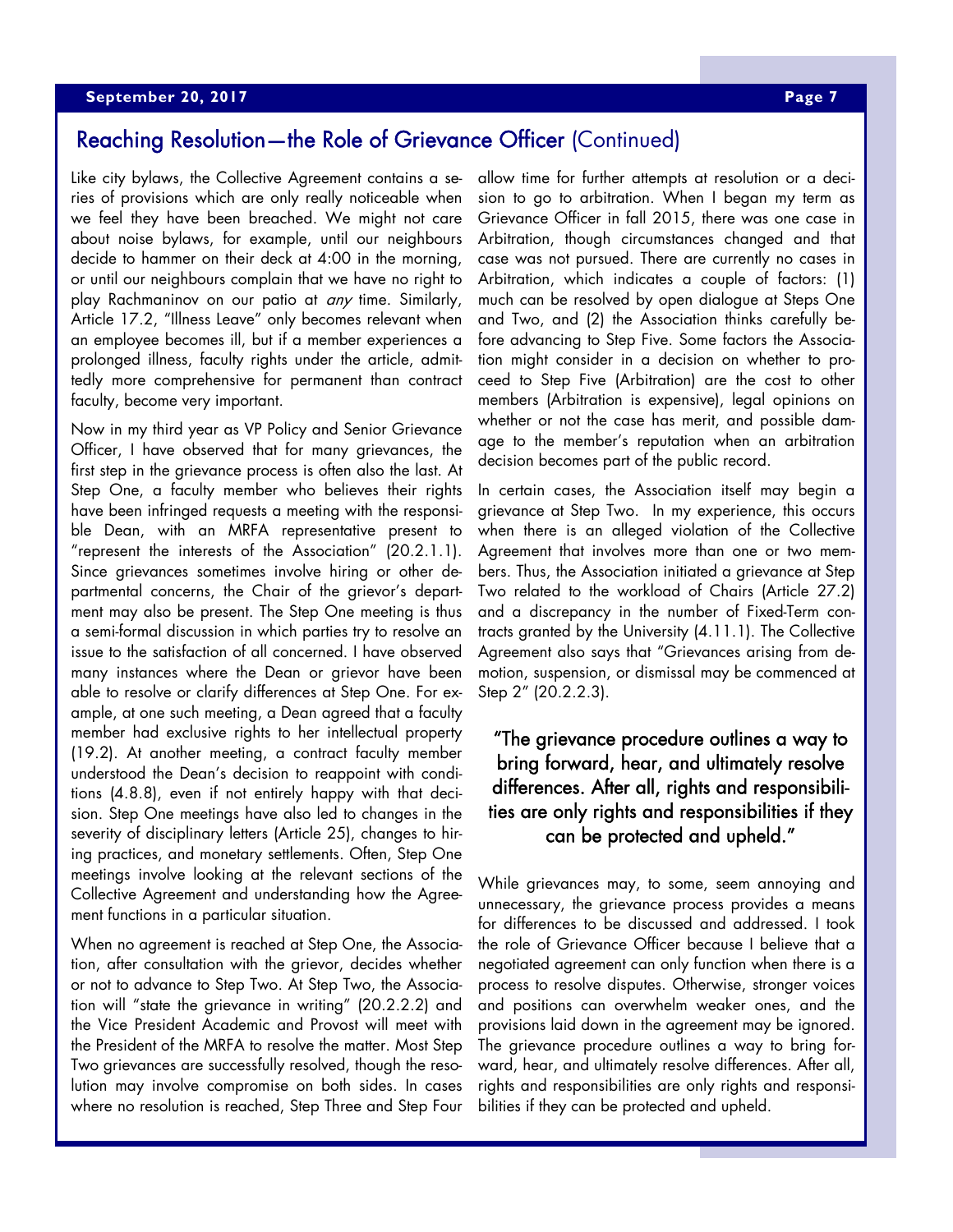## Reaching Resolution—the Role of Grievance Officer (Continued)

Like city bylaws, the Collective Agreement contains a series of provisions which are only really noticeable when we feel they have been breached. We might not care about noise bylaws, for example, until our neighbours decide to hammer on their deck at 4:00 in the morning, or until our neighbours complain that we have no right to play Rachmaninov on our patio at *any* time. Similarly, Article 17.2, "Illness Leave" only becomes relevant when an employee becomes ill, but if a member experiences a prolonged illness, faculty rights under the article, admittedly more comprehensive for permanent than contract faculty, become very important.

Now in my third year as VP Policy and Senior Grievance Officer, I have observed that for many grievances, the first step in the grievance process is often also the last. At Step One, a faculty member who believes their rights have been infringed requests a meeting with the responsible Dean, with an MRFA representative present to "represent the interests of the Association" (20.2.1.1). Since grievances sometimes involve hiring or other departmental concerns, the Chair of the grievor's department may also be present. The Step One meeting is thus a semi-formal discussion in which parties try to resolve an issue to the satisfaction of all concerned. I have observed many instances where the Dean or grievor have been able to resolve or clarify differences at Step One. For example, at one such meeting, a Dean agreed that a faculty member had exclusive rights to her intellectual property (19.2). At another meeting, a contract faculty member understood the Dean's decision to reappoint with conditions (4.8.8), even if not entirely happy with that decision. Step One meetings have also led to changes in the severity of disciplinary letters (Article 25), changes to hiring practices, and monetary settlements. Often, Step One meetings involve looking at the relevant sections of the Collective Agreement and understanding how the Agreement functions in a particular situation.

When no agreement is reached at Step One, the Association, after consultation with the grievor, decides whether or not to advance to Step Two. At Step Two, the Association will "state the grievance in writing" (20.2.2.2) and the Vice President Academic and Provost will meet with the President of the MRFA to resolve the matter. Most Step Two grievances are successfully resolved, though the resolution may involve compromise on both sides. In cases where no resolution is reached, Step Three and Step Four allow time for further attempts at resolution or a decision to go to arbitration. When I began my term as Grievance Officer in fall 2015, there was one case in Arbitration, though circumstances changed and that case was not pursued. There are currently no cases in Arbitration, which indicates a couple of factors: (1) much can be resolved by open dialogue at Steps One and Two, and (2) the Association thinks carefully before advancing to Step Five. Some factors the Association might consider in a decision on whether to proceed to Step Five (Arbitration) are the cost to other members (Arbitration is expensive), legal opinions on whether or not the case has merit, and possible damage to the member's reputation when an arbitration decision becomes part of the public record.

In certain cases, the Association itself may begin a grievance at Step Two. In my experience, this occurs when there is an alleged violation of the Collective Agreement that involves more than one or two members. Thus, the Association initiated a grievance at Step Two related to the workload of Chairs (Article 27.2) and a discrepancy in the number of Fixed-Term contracts granted by the University (4.11.1). The Collective Agreement also says that "Grievances arising from demotion, suspension, or dismissal may be commenced at Step 2" (20.2.2.3).

> "The grievance procedure outlines a way to bring forward, hear, and ultimately resolve differences. After all, rights and responsibilities are only rights and responsibilities if they can be protected and upheld."

While grievances may, to some, seem annoying and unnecessary, the grievance process provides a means for differences to be discussed and addressed. I took the role of Grievance Officer because I believe that a negotiated agreement can only function when there is a process to resolve disputes. Otherwise, stronger voices and positions can overwhelm weaker ones, and the provisions laid down in the agreement may be ignored. The grievance procedure outlines a way to bring forward, hear, and ultimately resolve differences. After all, rights and responsibilities are only rights and responsibilities if they can be protected and upheld.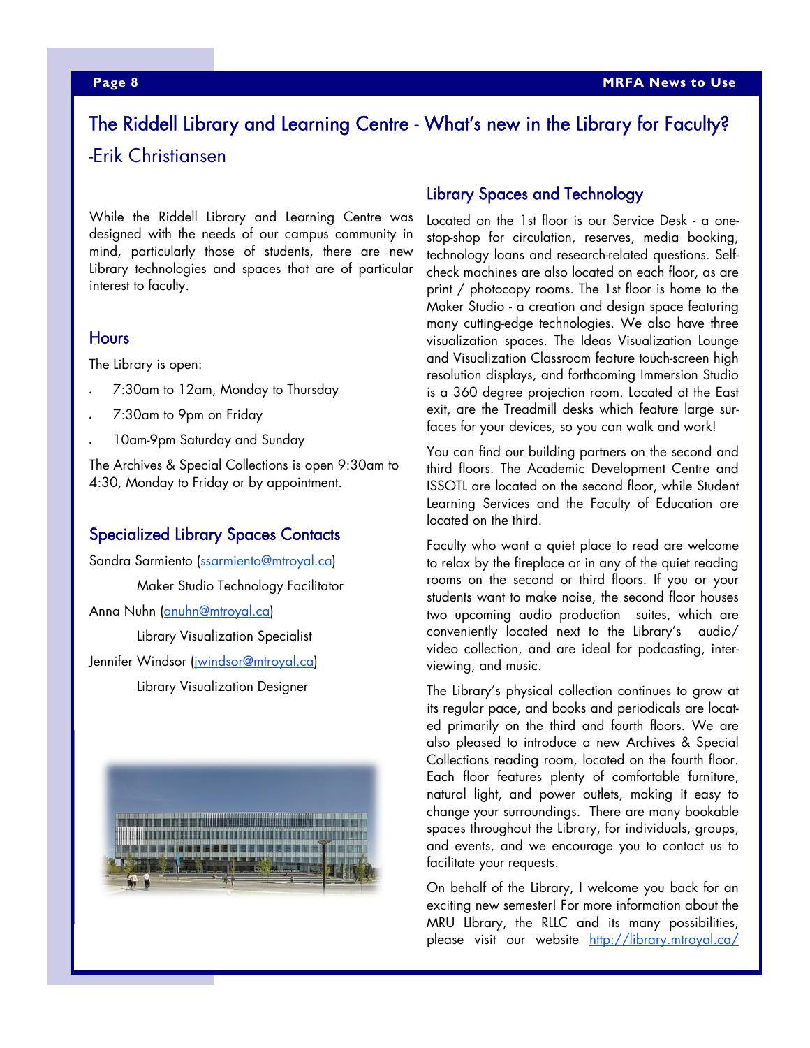# The Riddell Library and Learning Centre - What's new in the Library for Faculty?

-Erik Christiansen

While the Riddell Library and Learning Centre was designed with the needs of our campus community in mind, particularly those of students, there are new Library technologies and spaces that are of particular interest to faculty.

## Hours

The Library is open:

- 7:30am to 12am, Monday to Thursday
- 7:30am to 9pm on Friday
- 10am-9pm Saturday and Sunday

The Archives & Special Collections is open 9:30am to 4:30, Monday to Friday or by appointment.

## Specialized Library Spaces Contacts

Sandra Sarmiento (ssarmiento@mtroyal.ca)
 Maker Studio Technology Facilitator

Anna Nuhn (anuhn@mtroyal.ca)
 Library Visualization Specialist

Jennifer Windsor (jwindsor@mtroyal.ca)
 Library Visualization Designer

## Library Spaces and Technology

Located on the 1st floor is our Service Desk - a one-stop-shop for circulation, reserves, media booking, technology loans and research-related questions. Self-check machines are also located on each floor, as are print / photocopy rooms. The 1st floor is home to the Maker Studio - a creation and design space featuring many cutting-edge technologies. We also have three visualization spaces. The Ideas Visualization Lounge and Visualization Classroom feature touch-screen high resolution displays, and forthcoming Immersion Studio is a 360 degree projection room. Located at the East exit, are the Treadmill desks which feature large surfaces for your devices, so you can walk and work!

You can find our building partners on the second and third floors. The Academic Development Centre and ISSOTL are located on the second floor, while Student Learning Services and the Faculty of Education are located on the third.

Faculty who want a quiet place to read are welcome to relax by the fireplace or in any of the quiet reading rooms on the second or third floors. If you or your students want to make noise, the second floor houses two upcoming audio production suites, which are conveniently located next to the Library's audio/video collection, and are ideal for podcasting, interviewing, and music.

The Library's physical collection continues to grow at its regular pace, and books and periodicals are located primarily on the third and fourth floors. We are also pleased to introduce a new Archives & Special Collections reading room, located on the fourth floor. Each floor features plenty of comfortable furniture, natural light, and power outlets, making it easy to change your surroundings. There are many bookable spaces throughout the Library, for individuals, groups, and events, and we encourage you to contact us to facilitate your requests.

On behalf of the Library, I welcome you back for an exciting new semester! For more information about the MRU LIbrary, the RLLC and its many possibilities, please visit our website http://library.mtroyal.ca/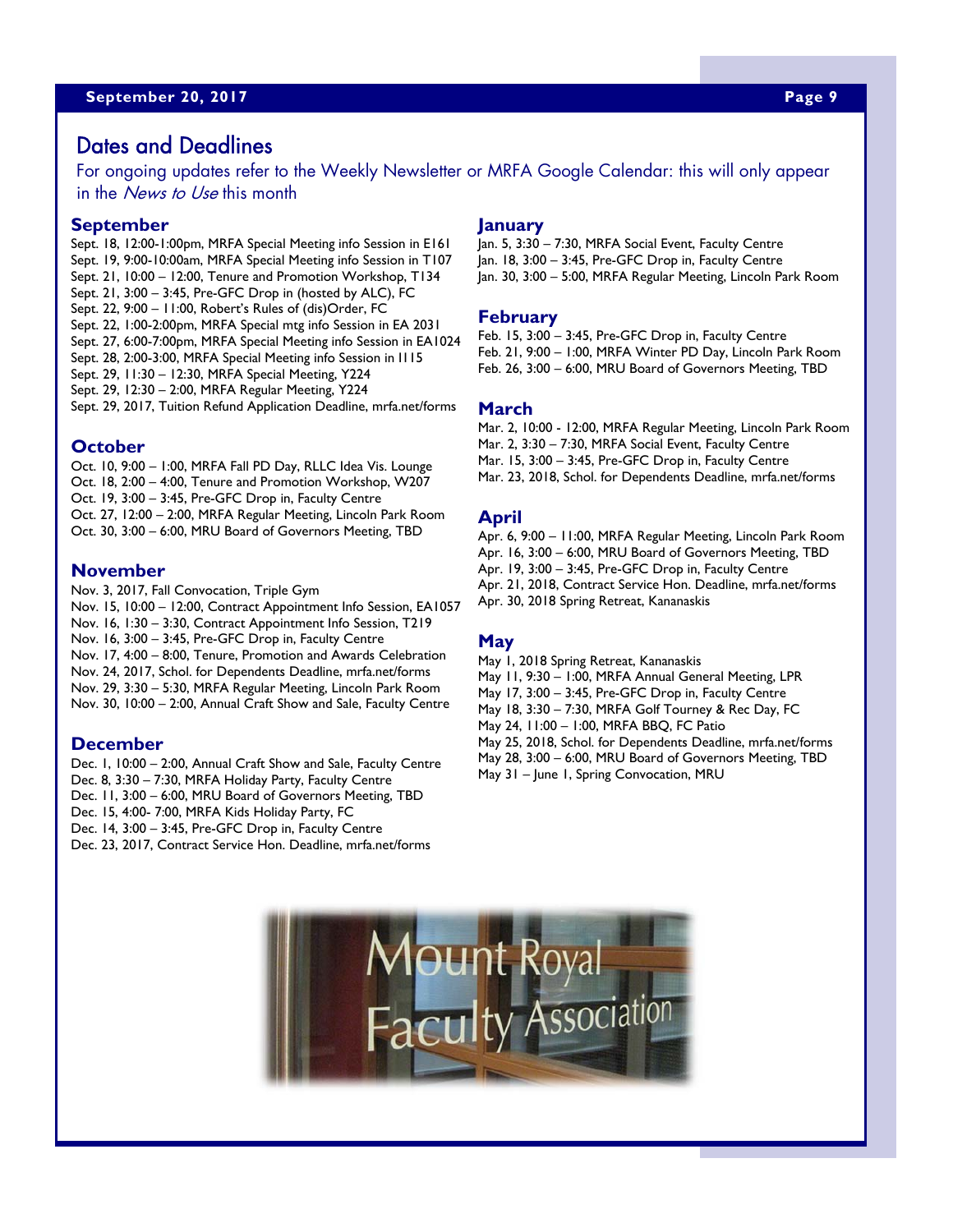## Dates and Deadlines

For ongoing updates refer to the Weekly Newsletter or MRFA Google Calendar: this will only appear in the *News to Use* this month

### September

Sept. 18, 12:00-1:00pm, MRFA Special Meeting info Session in E161
Sept. 19, 9:00-10:00am, MRFA Special Meeting info Session in T107
Sept. 21, 10:00 – 12:00, Tenure and Promotion Workshop, T134
Sept. 21, 3:00 – 3:45, Pre-GFC Drop in (hosted by ALC), FC
Sept. 22, 9:00 – 11:00, Robert's Rules of (dis)Order, FC
Sept. 22, 1:00-2:00pm, MRFA Special mtg info Session in EA 2031
Sept. 27, 6:00-7:00pm, MRFA Special Meeting info Session in EA1024
Sept. 28, 2:00-3:00, MRFA Special Meeting info Session in I115
Sept. 29, 11:30 – 12:30, MRFA Special Meeting, Y224
Sept. 29, 12:30 – 2:00, MRFA Regular Meeting, Y224
Sept. 29, 2017, Tuition Refund Application Deadline, mrfa.net/forms

### October

Oct. 10, 9:00 – 1:00, MRFA Fall PD Day, RLLC Idea Vis. Lounge
Oct. 18, 2:00 – 4:00, Tenure and Promotion Workshop, W207
Oct. 19, 3:00 – 3:45, Pre-GFC Drop in, Faculty Centre
Oct. 27, 12:00 – 2:00, MRFA Regular Meeting, Lincoln Park Room
Oct. 30, 3:00 – 6:00, MRU Board of Governors Meeting, TBD

### November

Nov. 3, 2017, Fall Convocation, Triple Gym
Nov. 15, 10:00 – 12:00, Contract Appointment Info Session, EA1057
Nov. 16, 1:30 – 3:30, Contract Appointment Info Session, T219
Nov. 16, 3:00 – 3:45, Pre-GFC Drop in, Faculty Centre
Nov. 17, 4:00 – 8:00, Tenure, Promotion and Awards Celebration
Nov. 24, 2017, Schol. for Dependents Deadline, mrfa.net/forms
Nov. 29, 3:30 – 5:30, MRFA Regular Meeting, Lincoln Park Room
Nov. 30, 10:00 – 2:00, Annual Craft Show and Sale, Faculty Centre

### December

Dec. 1, 10:00 – 2:00, Annual Craft Show and Sale, Faculty Centre
Dec. 8, 3:30 – 7:30, MRFA Holiday Party, Faculty Centre
Dec. 11, 3:00 – 6:00, MRU Board of Governors Meeting, TBD
Dec. 15, 4:00- 7:00, MRFA Kids Holiday Party, FC
Dec. 14, 3:00 – 3:45, Pre-GFC Drop in, Faculty Centre
Dec. 23, 2017, Contract Service Hon. Deadline, mrfa.net/forms

### January

Jan. 5, 3:30 – 7:30, MRFA Social Event, Faculty Centre
Jan. 18, 3:00 – 3:45, Pre-GFC Drop in, Faculty Centre
Jan. 30, 3:00 – 5:00, MRFA Regular Meeting, Lincoln Park Room

### February

Feb. 15, 3:00 – 3:45, Pre-GFC Drop in, Faculty Centre
Feb. 21, 9:00 – 1:00, MRFA Winter PD Day, Lincoln Park Room
Feb. 26, 3:00 – 6:00, MRU Board of Governors Meeting, TBD

### March

Mar. 2, 10:00 - 12:00, MRFA Regular Meeting, Lincoln Park Room
Mar. 2, 3:30 – 7:30, MRFA Social Event, Faculty Centre
Mar. 15, 3:00 – 3:45, Pre-GFC Drop in, Faculty Centre
Mar. 23, 2018, Schol. for Dependents Deadline, mrfa.net/forms

### April

Apr. 6, 9:00 – 11:00, MRFA Regular Meeting, Lincoln Park Room
Apr. 16, 3:00 – 6:00, MRU Board of Governors Meeting, TBD
Apr. 19, 3:00 – 3:45, Pre-GFC Drop in, Faculty Centre
Apr. 21, 2018, Contract Service Hon. Deadline, mrfa.net/forms
Apr. 30, 2018 Spring Retreat, Kananaskis

### May

May 1, 2018 Spring Retreat, Kananaskis
May 11, 9:30 – 1:00, MRFA Annual General Meeting, LPR
May 17, 3:00 – 3:45, Pre-GFC Drop in, Faculty Centre
May 18, 3:30 – 7:30, MRFA Golf Tourney & Rec Day, FC
May 24, 11:00 – 1:00, MRFA BBQ, FC Patio
May 25, 2018, Schol. for Dependents Deadline, mrfa.net/forms
May 28, 3:00 – 6:00, MRU Board of Governors Meeting, TBD
May 31 – June 1, Spring Convocation, MRU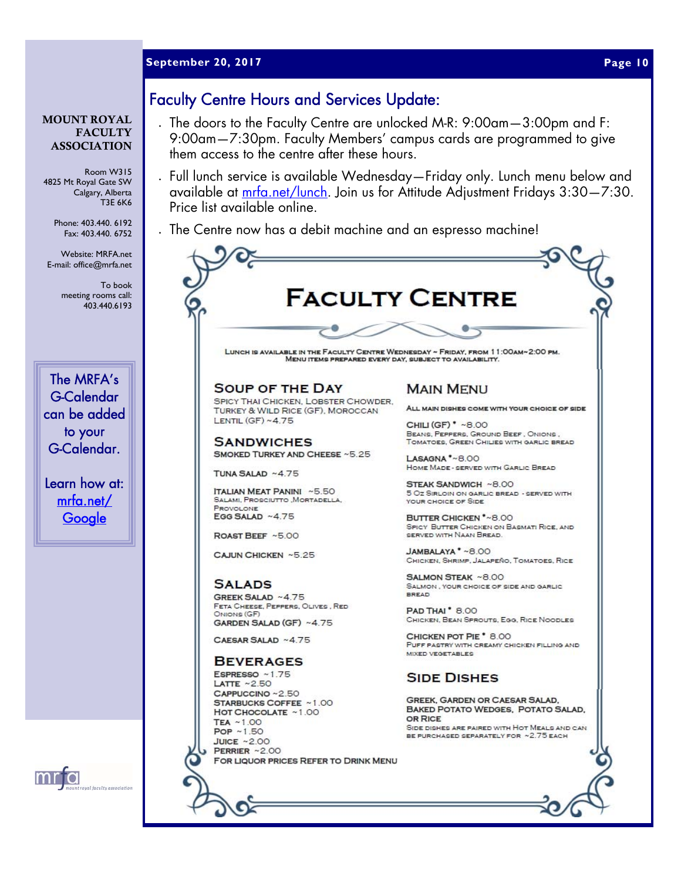**MOUNT ROYAL FACULTY ASSOCIATION**

Room W315
4825 Mt Royal Gate SW
Calgary, Alberta
T3E 6K6

Phone: 403.440. 6192
Fax: 403.440. 6752

Website: MRFA.net
E-mail: office@mrfa.net

To book meeting rooms call:
403.440.6193

The MRFA's G-Calendar can be added to your G-Calendar.

Learn how at: mrfa.net/Google

## Faculty Centre Hours and Services Update:

- The doors to the Faculty Centre are unlocked M-R: 9:00am—3:00pm and F: 9:00am—7:30pm. Faculty Members' campus cards are programmed to give them access to the centre after these hours.
- Full lunch service is available Wednesday—Friday only. Lunch menu below and available at mrfa.net/lunch. Join us for Attitude Adjustment Fridays 3:30—7:30. Price list available online.
- The Centre now has a debit machine and an espresso machine!

# Faculty Centre

Lunch is available in the Faculty Centre Wednesday ~ Friday, from 11:00am~2:00 pm.
Menu items prepared every day, subject to availability.

### Soup of the Day

Spicy Thai Chicken, Lobster Chowder, Turkey & Wild Rice (GF), Moroccan Lentil (GF) ~4.75

### Sandwiches

Smoked Turkey and Cheese ~5.25

Tuna Salad ~4.75

Italian Meat Panini ~5.50
Salami, Prosciutto ,Mortadella, Provolone

Egg Salad ~4.75

Roast Beef ~5.00

Cajun Chicken ~5.25

### Salads

Greek Salad ~4.75
Feta Cheese, Peppers, Olives , Red Onions (GF)

Garden Salad (GF) ~4.75

Caesar Salad ~4.75

### Beverages

Espresso ~1.75
Latte ~2.50
Cappuccino ~2.50
Starbucks Coffee ~1.00
Hot Chocolate ~1.00
Tea ~1.00
Pop ~1.50
Juice ~2.00
Perrier ~2.00
For liquor prices refer to Drink Menu

### Main Menu

All main dishes come with your choice of side

Chili (GF) * ~8.00
Beans, Peppers, Ground Beef , Onions , Tomatoes, Green Chilies with Garlic Bread

Lasagna *~8.00
Home Made - served with Garlic Bread

Steak Sandwich ~8.00
5 Oz Sirloin on Garlic Bread - served with your choice of Side

Butter Chicken *~8.00
Spicy Butter Chicken on Basmati Rice, and served with Naan Bread.

Jambalaya * ~8.00
Chicken, Shrimp, Jalapeño, Tomatoes, Rice

Salmon Steak ~8.00
Salmon , your choice of side and garlic bread

Pad Thai * 8.00
Chicken, Bean Sprouts, Egg, Rice Noodles

Chicken Pot Pie * 8.00
Puff pastry with creamy chicken filling and mixed vegetables

### Side Dishes

Greek, Garden or Caesar Salad, Baked Potato Wedges, Potato Salad, or Rice
Side dishes are paired with Hot Meals and can be purchased separately for ~2.75 each